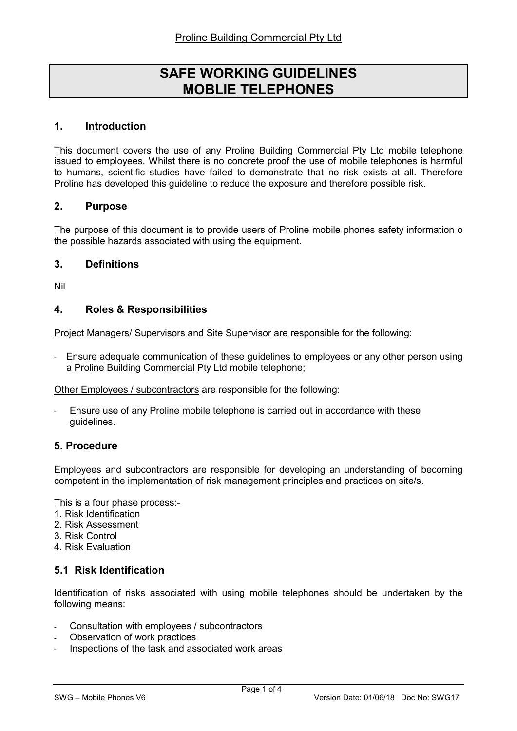Proline Building Commercial Pty Ltd

# SAFE WORKING GUIDELINES MOBLIE TELEPHONES

## 1. Introduction

This document covers the use of any Proline Building Commercial Pty Ltd mobile telephone issued to employees. Whilst there is no concrete proof the use of mobile telephones is harmful to humans, scientific studies have failed to demonstrate that no risk exists at all. Therefore Proline has developed this guideline to reduce the exposure and therefore possible risk.

## 2. Purpose

The purpose of this document is to provide users of Proline mobile phones safety information o the possible hazards associated with using the equipment.

## 3. Definitions

Nil

## 4. Roles & Responsibilities

Project Managers/ Supervisors and Site Supervisor are responsible for the following:

- Ensure adequate communication of these guidelines to employees or any other person using a Proline Building Commercial Pty Ltd mobile telephone;

Other Employees / subcontractors are responsible for the following:

- Ensure use of any Proline mobile telephone is carried out in accordance with these guidelines.

## 5. Procedure

Employees and subcontractors are responsible for developing an understanding of becoming competent in the implementation of risk management principles and practices on site/s.

This is a four phase process:-

1. Risk Identification
2. Risk Assessment
3. Risk Control
4. Risk Evaluation

### 5.1 Risk Identification

Identification of risks associated with using mobile telephones should be undertaken by the following means:

- Consultation with employees / subcontractors
- Observation of work practices
- Inspections of the task and associated work areas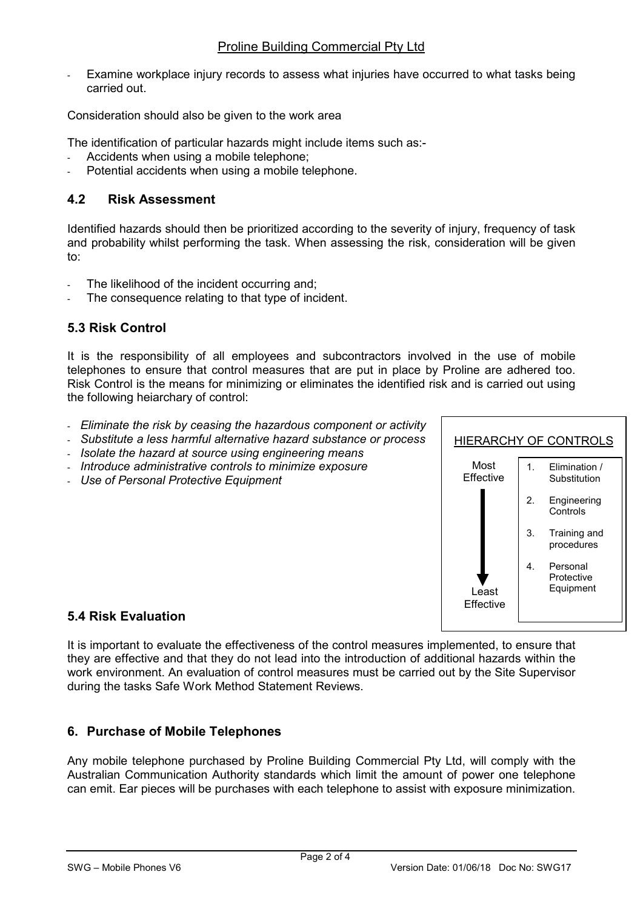- Examine workplace injury records to assess what injuries have occurred to what tasks being carried out.

Consideration should also be given to the work area

The identification of particular hazards might include items such as:-

- Accidents when using a mobile telephone;
- Potential accidents when using a mobile telephone.

## 4.2 Risk Assessment

Identified hazards should then be prioritized according to the severity of injury, frequency of task and probability whilst performing the task. When assessing the risk, consideration will be given to:

- The likelihood of the incident occurring and;
- The consequence relating to that type of incident.

## 5.3 Risk Control

It is the responsibility of all employees and subcontractors involved in the use of mobile telephones to ensure that control measures that are put in place by Proline are adhered too. Risk Control is the means for minimizing or eliminates the identified risk and is carried out using the following heiarchary of control:

- *Eliminate the risk by ceasing the hazardous component or activity*
- *Substitute a less harmful alternative hazard substance or process*
- *Isolate the hazard at source using engineering means*
- *Introduce administrative controls to minimize exposure*
- *Use of Personal Protective Equipment*

HIERARCHY OF CONTROLS

| Effectiveness | Control |
| --- | --- |
| Most Effective | 1. Elimination / Substitution |
| | 2. Engineering Controls |
| | 3. Training and procedures |
| Least Effective | 4. Personal Protective Equipment |

## 5.4 Risk Evaluation

It is important to evaluate the effectiveness of the control measures implemented, to ensure that they are effective and that they do not lead into the introduction of additional hazards within the work environment. An evaluation of control measures must be carried out by the Site Supervisor during the tasks Safe Work Method Statement Reviews.

## 6. Purchase of Mobile Telephones

Any mobile telephone purchased by Proline Building Commercial Pty Ltd, will comply with the Australian Communication Authority standards which limit the amount of power one telephone can emit. Ear pieces will be purchases with each telephone to assist with exposure minimization.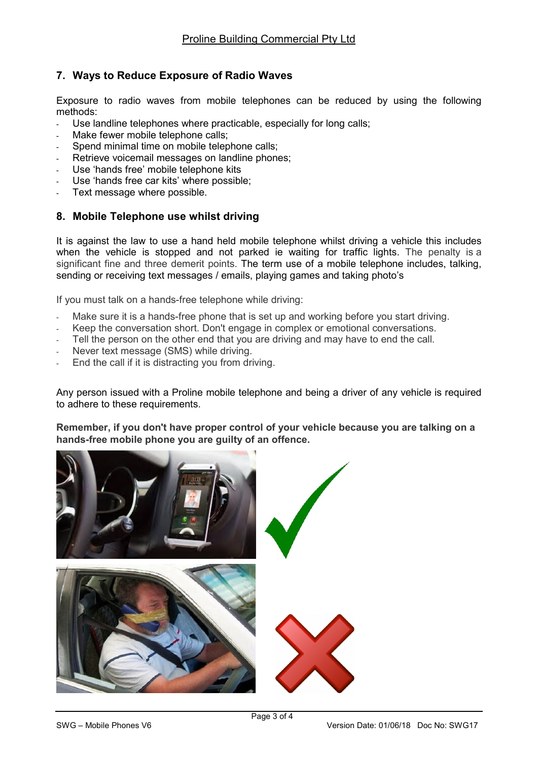## 7. Ways to Reduce Exposure of Radio Waves

Exposure to radio waves from mobile telephones can be reduced by using the following methods:

- Use landline telephones where practicable, especially for long calls;
- Make fewer mobile telephone calls;
- Spend minimal time on mobile telephone calls;
- Retrieve voicemail messages on landline phones;
- Use 'hands free' mobile telephone kits
- Use 'hands free car kits' where possible;
- Text message where possible.

## 8. Mobile Telephone use whilst driving

It is against the law to use a hand held mobile telephone whilst driving a vehicle this includes when the vehicle is stopped and not parked ie waiting for traffic lights. The penalty is a significant fine and three demerit points. The term use of a mobile telephone includes, talking, sending or receiving text messages / emails, playing games and taking photo's

If you must talk on a hands-free telephone while driving:

- Make sure it is a hands-free phone that is set up and working before you start driving.
- Keep the conversation short. Don't engage in complex or emotional conversations.
- Tell the person on the other end that you are driving and may have to end the call.
- Never text message (SMS) while driving.
- End the call if it is distracting you from driving.

Any person issued with a Proline mobile telephone and being a driver of any vehicle is required to adhere to these requirements.

**Remember, if you don't have proper control of your vehicle because you are talking on a hands-free mobile phone you are guilty of an offence.**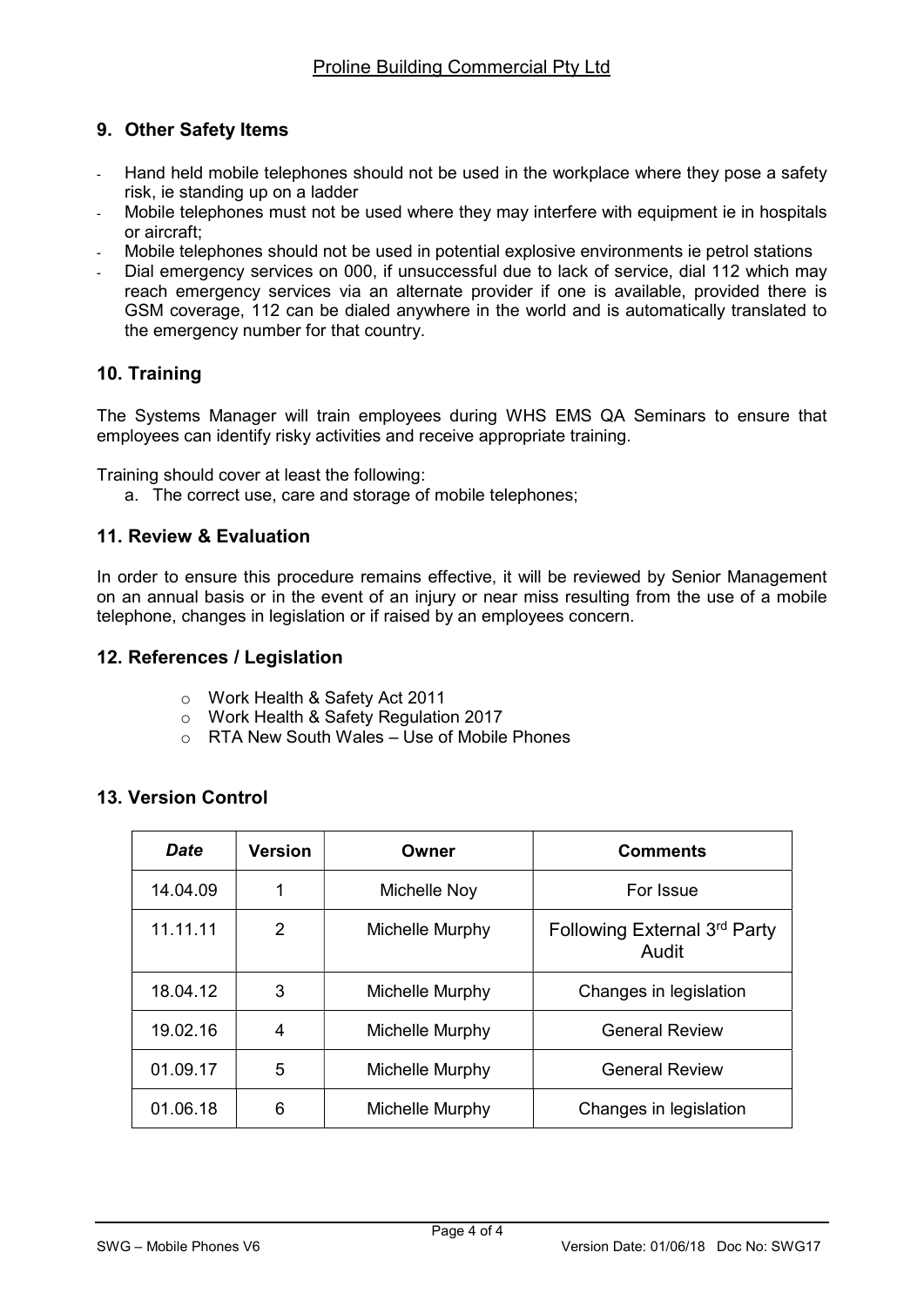## 9. Other Safety Items

- Hand held mobile telephones should not be used in the workplace where they pose a safety risk, ie standing up on a ladder
- Mobile telephones must not be used where they may interfere with equipment ie in hospitals or aircraft;
- Mobile telephones should not be used in potential explosive environments ie petrol stations
- Dial emergency services on 000, if unsuccessful due to lack of service, dial 112 which may reach emergency services via an alternate provider if one is available, provided there is GSM coverage, 112 can be dialed anywhere in the world and is automatically translated to the emergency number for that country.

## 10. Training

The Systems Manager will train employees during WHS EMS QA Seminars to ensure that employees can identify risky activities and receive appropriate training.

Training should cover at least the following:

a. The correct use, care and storage of mobile telephones;

## 11. Review & Evaluation

In order to ensure this procedure remains effective, it will be reviewed by Senior Management on an annual basis or in the event of an injury or near miss resulting from the use of a mobile telephone, changes in legislation or if raised by an employees concern.

## 12. References / Legislation

- Work Health & Safety Act 2011
- Work Health & Safety Regulation 2017
- RTA New South Wales – Use of Mobile Phones

## 13. Version Control

| *Date* | Version | Owner | Comments |
|---|---|---|---|
| 14.04.09 | 1 | Michelle Noy | For Issue |
| 11.11.11 | 2 | Michelle Murphy | Following External 3rd Party Audit |
| 18.04.12 | 3 | Michelle Murphy | Changes in legislation |
| 19.02.16 | 4 | Michelle Murphy | General Review |
| 01.09.17 | 5 | Michelle Murphy | General Review |
| 01.06.18 | 6 | Michelle Murphy | Changes in legislation |